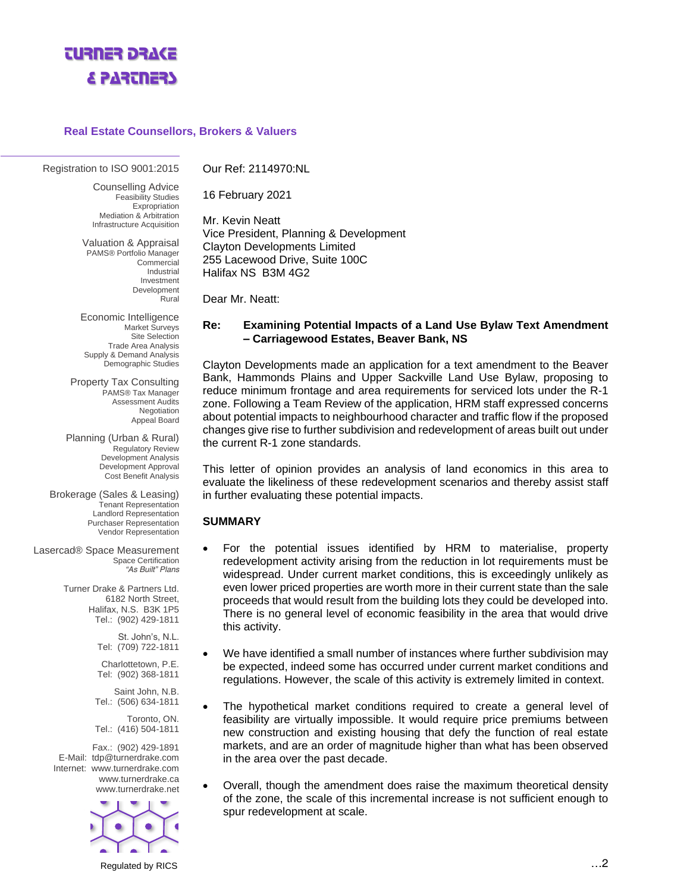# TURNER DRAKE & PARTNERS

**Real Estate Counsellors, Brokers & Valuers**

Registration to ISO 9001:2015

Counselling Advice
Feasibility Studies
Expropriation
Mediation & Arbitration
Infrastructure Acquisition

Valuation & Appraisal
PAMS® Portfolio Manager
Commercial
Industrial
Investment
Development
Rural

Economic Intelligence
Market Surveys
Site Selection
Trade Area Analysis
Supply & Demand Analysis
Demographic Studies

Property Tax Consulting
PAMS® Tax Manager
Assessment Audits
Negotiation
Appeal Board

Planning (Urban & Rural)
Regulatory Review
Development Analysis
Development Approval
Cost Benefit Analysis

Brokerage (Sales & Leasing)
Tenant Representation
Landlord Representation
Purchaser Representation
Vendor Representation

Lasercad® Space Measurement
Space Certification
*"As Built" Plans*

Turner Drake & Partners Ltd.
6182 North Street,
Halifax, N.S. B3K 1P5
Tel.: (902) 429-1811

St. John's, N.L.
Tel: (709) 722-1811

Charlottetown, P.E.
Tel: (902) 368-1811

Saint John, N.B.
Tel.: (506) 634-1811

Toronto, ON.
Tel.: (416) 504-1811

Fax.: (902) 429-1891
E-Mail: tdp@turnerdrake.com
Internet: www.turnerdrake.com
www.turnerdrake.ca
www.turnerdrake.net

Regulated by RICS

Our Ref: 2114970:NL

16 February 2021

Mr. Kevin Neatt
Vice President, Planning & Development
Clayton Developments Limited
255 Lacewood Drive, Suite 100C
Halifax NS B3M 4G2

Dear Mr. Neatt:

**Re: Examining Potential Impacts of a Land Use Bylaw Text Amendment – Carriagewood Estates, Beaver Bank, NS**

Clayton Developments made an application for a text amendment to the Beaver Bank, Hammonds Plains and Upper Sackville Land Use Bylaw, proposing to reduce minimum frontage and area requirements for serviced lots under the R-1 zone. Following a Team Review of the application, HRM staff expressed concerns about potential impacts to neighbourhood character and traffic flow if the proposed changes give rise to further subdivision and redevelopment of areas built out under the current R-1 zone standards.

This letter of opinion provides an analysis of land economics in this area to evaluate the likeliness of these redevelopment scenarios and thereby assist staff in further evaluating these potential impacts.

## SUMMARY

- For the potential issues identified by HRM to materialise, property redevelopment activity arising from the reduction in lot requirements must be widespread. Under current market conditions, this is exceedingly unlikely as even lower priced properties are worth more in their current state than the sale proceeds that would result from the building lots they could be developed into. There is no general level of economic feasibility in the area that would drive this activity.

- We have identified a small number of instances where further subdivision may be expected, indeed some has occurred under current market conditions and regulations. However, the scale of this activity is extremely limited in context.

- The hypothetical market conditions required to create a general level of feasibility are virtually impossible. It would require price premiums between new construction and existing housing that defy the function of real estate markets, and are an order of magnitude higher than what has been observed in the area over the past decade.

- Overall, though the amendment does raise the maximum theoretical density of the zone, the scale of this incremental increase is not sufficient enough to spur redevelopment at scale.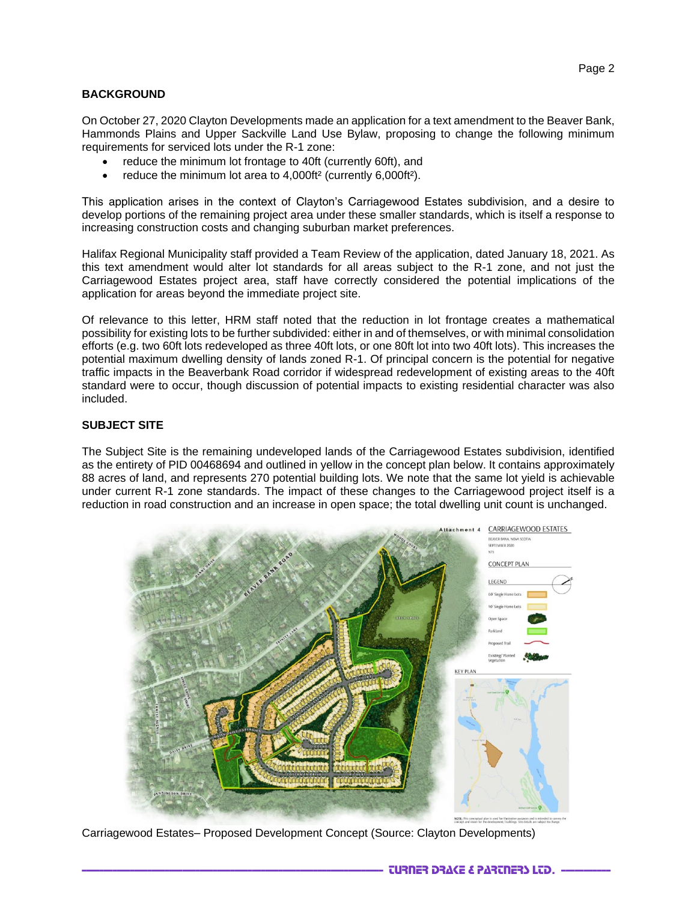## BACKGROUND

On October 27, 2020 Clayton Developments made an application for a text amendment to the Beaver Bank, Hammonds Plains and Upper Sackville Land Use Bylaw, proposing to change the following minimum requirements for serviced lots under the R-1 zone:

- reduce the minimum lot frontage to 40ft (currently 60ft), and
- reduce the minimum lot area to 4,000ft$^2$ (currently 6,000ft$^2$).

This application arises in the context of Clayton's Carriagewood Estates subdivision, and a desire to develop portions of the remaining project area under these smaller standards, which is itself a response to increasing construction costs and changing suburban market preferences.

Halifax Regional Municipality staff provided a Team Review of the application, dated January 18, 2021. As this text amendment would alter lot standards for all areas subject to the R-1 zone, and not just the Carriagewood Estates project area, staff have correctly considered the potential implications of the application for areas beyond the immediate project site.

Of relevance to this letter, HRM staff noted that the reduction in lot frontage creates a mathematical possibility for existing lots to be further subdivided: either in and of themselves, or with minimal consolidation efforts (e.g. two 60ft lots redeveloped as three 40ft lots, or one 80ft lot into two 40ft lots). This increases the potential maximum dwelling density of lands zoned R-1. Of principal concern is the potential for negative traffic impacts in the Beaverbank Road corridor if widespread redevelopment of existing areas to the 40ft standard were to occur, though discussion of potential impacts to existing residential character was also included.

## SUBJECT SITE

The Subject Site is the remaining undeveloped lands of the Carriagewood Estates subdivision, identified as the entirety of PID 00468694 and outlined in yellow in the concept plan below. It contains approximately 88 acres of land, and represents 270 potential building lots. We note that the same lot yield is achievable under current R-1 zone standards. The impact of these changes to the Carriagewood project itself is a reduction in road construction and an increase in open space; the total dwelling unit count is unchanged.

Carriagewood Estates– Proposed Development Concept (Source: Clayton Developments)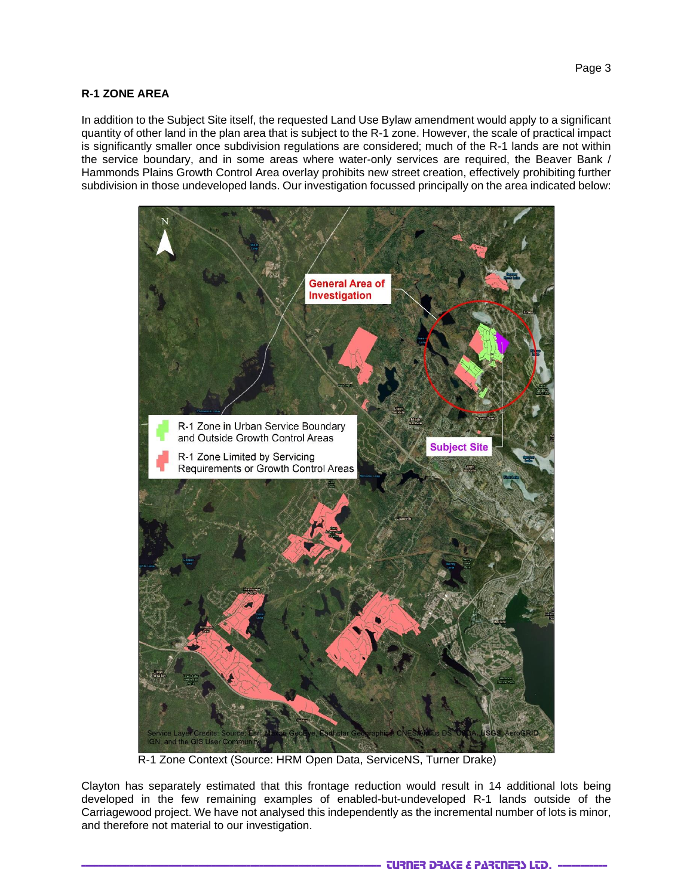## R-1 ZONE AREA

In addition to the Subject Site itself, the requested Land Use Bylaw amendment would apply to a significant quantity of other land in the plan area that is subject to the R-1 zone. However, the scale of practical impact is significantly smaller once subdivision regulations are considered; much of the R-1 lands are not within the service boundary, and in some areas where water-only services are required, the Beaver Bank / Hammonds Plains Growth Control Area overlay prohibits new street creation, effectively prohibiting further subdivision in those undeveloped lands. Our investigation focussed principally on the area indicated below:

R-1 Zone Context (Source: HRM Open Data, ServiceNS, Turner Drake)

Clayton has separately estimated that this frontage reduction would result in 14 additional lots being developed in the few remaining examples of enabled-but-undeveloped R-1 lands outside of the Carriagewood project. We have not analysed this independently as the incremental number of lots is minor, and therefore not material to our investigation.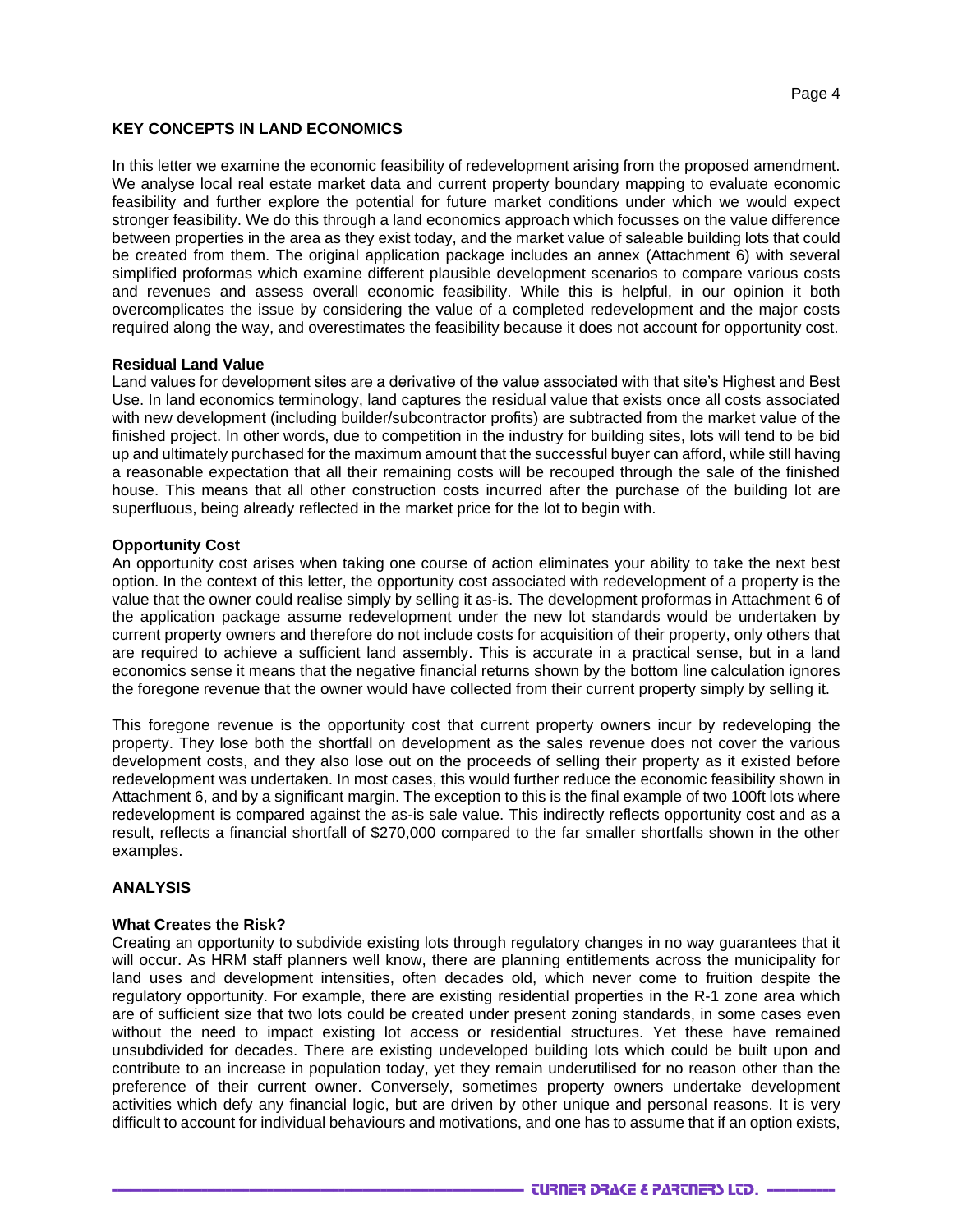## KEY CONCEPTS IN LAND ECONOMICS

In this letter we examine the economic feasibility of redevelopment arising from the proposed amendment. We analyse local real estate market data and current property boundary mapping to evaluate economic feasibility and further explore the potential for future market conditions under which we would expect stronger feasibility. We do this through a land economics approach which focusses on the value difference between properties in the area as they exist today, and the market value of saleable building lots that could be created from them. The original application package includes an annex (Attachment 6) with several simplified proformas which examine different plausible development scenarios to compare various costs and revenues and assess overall economic feasibility. While this is helpful, in our opinion it both overcomplicates the issue by considering the value of a completed redevelopment and the major costs required along the way, and overestimates the feasibility because it does not account for opportunity cost.

### Residual Land Value

Land values for development sites are a derivative of the value associated with that site's Highest and Best Use. In land economics terminology, land captures the residual value that exists once all costs associated with new development (including builder/subcontractor profits) are subtracted from the market value of the finished project. In other words, due to competition in the industry for building sites, lots will tend to be bid up and ultimately purchased for the maximum amount that the successful buyer can afford, while still having a reasonable expectation that all their remaining costs will be recouped through the sale of the finished house. This means that all other construction costs incurred after the purchase of the building lot are superfluous, being already reflected in the market price for the lot to begin with.

### Opportunity Cost

An opportunity cost arises when taking one course of action eliminates your ability to take the next best option. In the context of this letter, the opportunity cost associated with redevelopment of a property is the value that the owner could realise simply by selling it as-is. The development proformas in Attachment 6 of the application package assume redevelopment under the new lot standards would be undertaken by current property owners and therefore do not include costs for acquisition of their property, only others that are required to achieve a sufficient land assembly. This is accurate in a practical sense, but in a land economics sense it means that the negative financial returns shown by the bottom line calculation ignores the foregone revenue that the owner would have collected from their current property simply by selling it.

This foregone revenue is the opportunity cost that current property owners incur by redeveloping the property. They lose both the shortfall on development as the sales revenue does not cover the various development costs, and they also lose out on the proceeds of selling their property as it existed before redevelopment was undertaken. In most cases, this would further reduce the economic feasibility shown in Attachment 6, and by a significant margin. The exception to this is the final example of two 100ft lots where redevelopment is compared against the as-is sale value. This indirectly reflects opportunity cost and as a result, reflects a financial shortfall of $270,000 compared to the far smaller shortfalls shown in the other examples.

## ANALYSIS

### What Creates the Risk?

Creating an opportunity to subdivide existing lots through regulatory changes in no way guarantees that it will occur. As HRM staff planners well know, there are planning entitlements across the municipality for land uses and development intensities, often decades old, which never come to fruition despite the regulatory opportunity. For example, there are existing residential properties in the R-1 zone area which are of sufficient size that two lots could be created under present zoning standards, in some cases even without the need to impact existing lot access or residential structures. Yet these have remained unsubdivided for decades. There are existing undeveloped building lots which could be built upon and contribute to an increase in population today, yet they remain underutilised for no reason other than the preference of their current owner. Conversely, sometimes property owners undertake development activities which defy any financial logic, but are driven by other unique and personal reasons. It is very difficult to account for individual behaviours and motivations, and one has to assume that if an option exists,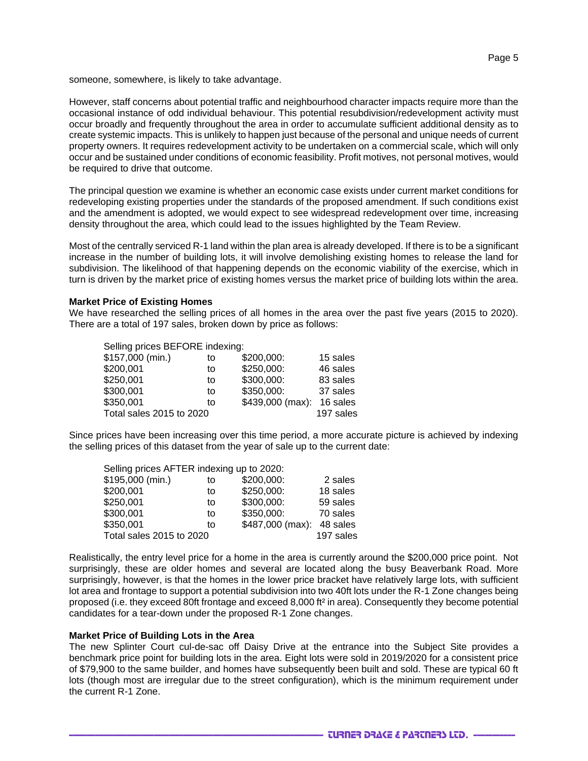someone, somewhere, is likely to take advantage.

However, staff concerns about potential traffic and neighbourhood character impacts require more than the occasional instance of odd individual behaviour. This potential resubdivision/redevelopment activity must occur broadly and frequently throughout the area in order to accumulate sufficient additional density as to create systemic impacts. This is unlikely to happen just because of the personal and unique needs of current property owners. It requires redevelopment activity to be undertaken on a commercial scale, which will only occur and be sustained under conditions of economic feasibility. Profit motives, not personal motives, would be required to drive that outcome.

The principal question we examine is whether an economic case exists under current market conditions for redeveloping existing properties under the standards of the proposed amendment. If such conditions exist and the amendment is adopted, we would expect to see widespread redevelopment over time, increasing density throughout the area, which could lead to the issues highlighted by the Team Review.

Most of the centrally serviced R-1 land within the plan area is already developed. If there is to be a significant increase in the number of building lots, it will involve demolishing existing homes to release the land for subdivision. The likelihood of that happening depends on the economic viability of the exercise, which in turn is driven by the market price of existing homes versus the market price of building lots within the area.

**Market Price of Existing Homes**
We have researched the selling prices of all homes in the area over the past five years (2015 to 2020). There are a total of 197 sales, broken down by price as follows:

| Selling prices BEFORE indexing: | | | |
|---|---|---|---|
| $157,000 (min.) | to | $200,000: | 15 sales |
| $200,001 | to | $250,000: | 46 sales |
| $250,001 | to | $300,000: | 83 sales |
| $300,001 | to | $350,000: | 37 sales |
| $350,001 | to | $439,000 (max): | 16 sales |
| Total sales 2015 to 2020 | | | 197 sales |

Since prices have been increasing over this time period, a more accurate picture is achieved by indexing the selling prices of this dataset from the year of sale up to the current date:

| Selling prices AFTER indexing up to 2020: | | | |
|---|---|---|---|
| $195,000 (min.) | to | $200,000: | 2 sales |
| $200,001 | to | $250,000: | 18 sales |
| $250,001 | to | $300,000: | 59 sales |
| $300,001 | to | $350,000: | 70 sales |
| $350,001 | to | $487,000 (max): | 48 sales |
| Total sales 2015 to 2020 | | | 197 sales |

Realistically, the entry level price for a home in the area is currently around the $200,000 price point. Not surprisingly, these are older homes and several are located along the busy Beaverbank Road. More surprisingly, however, is that the homes in the lower price bracket have relatively large lots, with sufficient lot area and frontage to support a potential subdivision into two 40ft lots under the R-1 Zone changes being proposed (i.e. they exceed 80ft frontage and exceed 8,000 ft² in area). Consequently they become potential candidates for a tear-down under the proposed R-1 Zone changes.

**Market Price of Building Lots in the Area**
The new Splinter Court cul-de-sac off Daisy Drive at the entrance into the Subject Site provides a benchmark price point for building lots in the area. Eight lots were sold in 2019/2020 for a consistent price of $79,900 to the same builder, and homes have subsequently been built and sold. These are typical 60 ft lots (though most are irregular due to the street configuration), which is the minimum requirement under the current R-1 Zone.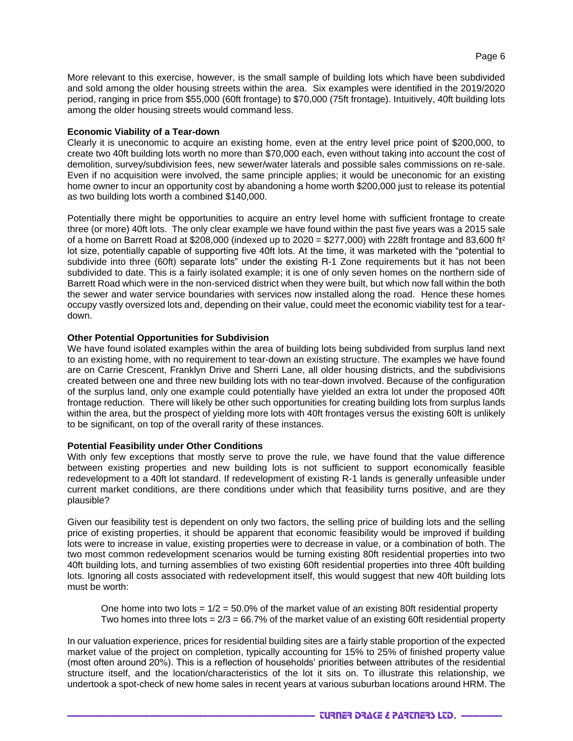More relevant to this exercise, however, is the small sample of building lots which have been subdivided and sold among the older housing streets within the area. Six examples were identified in the 2019/2020 period, ranging in price from \$55,000 (60ft frontage) to \$70,000 (75ft frontage). Intuitively, 40ft building lots among the older housing streets would command less.

**Economic Viability of a Tear-down**

Clearly it is uneconomic to acquire an existing home, even at the entry level price point of \$200,000, to create two 40ft building lots worth no more than \$70,000 each, even without taking into account the cost of demolition, survey/subdivision fees, new sewer/water laterals and possible sales commissions on re-sale. Even if no acquisition were involved, the same principle applies; it would be uneconomic for an existing home owner to incur an opportunity cost by abandoning a home worth \$200,000 just to release its potential as two building lots worth a combined \$140,000.

Potentially there might be opportunities to acquire an entry level home with sufficient frontage to create three (or more) 40ft lots. The only clear example we have found within the past five years was a 2015 sale of a home on Barrett Road at \$208,000 (indexed up to 2020 = \$277,000) with 228ft frontage and 83,600 ft² lot size, potentially capable of supporting five 40ft lots. At the time, it was marketed with the "potential to subdivide into three (60ft) separate lots" under the existing R-1 Zone requirements but it has not been subdivided to date. This is a fairly isolated example; it is one of only seven homes on the northern side of Barrett Road which were in the non-serviced district when they were built, but which now fall within the both the sewer and water service boundaries with services now installed along the road. Hence these homes occupy vastly oversized lots and, depending on their value, could meet the economic viability test for a tear-down.

**Other Potential Opportunities for Subdivision**

We have found isolated examples within the area of building lots being subdivided from surplus land next to an existing home, with no requirement to tear-down an existing structure. The examples we have found are on Carrie Crescent, Franklyn Drive and Sherri Lane, all older housing districts, and the subdivisions created between one and three new building lots with no tear-down involved. Because of the configuration of the surplus land, only one example could potentially have yielded an extra lot under the proposed 40ft frontage reduction. There will likely be other such opportunities for creating building lots from surplus lands within the area, but the prospect of yielding more lots with 40ft frontages versus the existing 60ft is unlikely to be significant, on top of the overall rarity of these instances.

**Potential Feasibility under Other Conditions**

With only few exceptions that mostly serve to prove the rule, we have found that the value difference between existing properties and new building lots is not sufficient to support economically feasible redevelopment to a 40ft lot standard. If redevelopment of existing R-1 lands is generally unfeasible under current market conditions, are there conditions under which that feasibility turns positive, and are they plausible?

Given our feasibility test is dependent on only two factors, the selling price of building lots and the selling price of existing properties, it should be apparent that economic feasibility would be improved if building lots were to increase in value, existing properties were to decrease in value, or a combination of both. The two most common redevelopment scenarios would be turning existing 80ft residential properties into two 40ft building lots, and turning assemblies of two existing 60ft residential properties into three 40ft building lots. Ignoring all costs associated with redevelopment itself, this would suggest that new 40ft building lots must be worth:

> One home into two lots = 1/2 = 50.0% of the market value of an existing 80ft residential property
> Two homes into three lots = 2/3 = 66.7% of the market value of an existing 60ft residential property

In our valuation experience, prices for residential building sites are a fairly stable proportion of the expected market value of the project on completion, typically accounting for 15% to 25% of finished property value (most often around 20%). This is a reflection of households' priorities between attributes of the residential structure itself, and the location/characteristics of the lot it sits on. To illustrate this relationship, we undertook a spot-check of new home sales in recent years at various suburban locations around HRM. The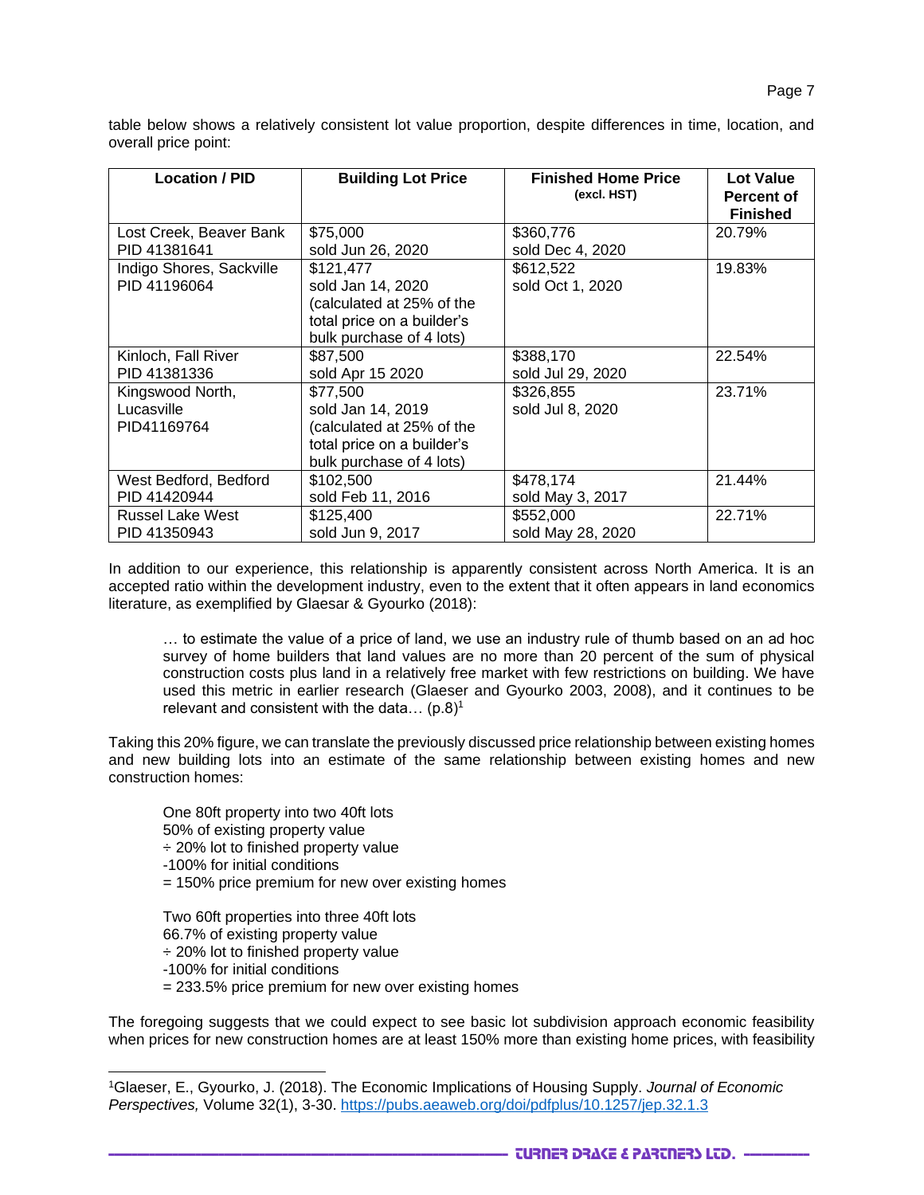table below shows a relatively consistent lot value proportion, despite differences in time, location, and overall price point:

| Location / PID | Building Lot Price | Finished Home Price (excl. HST) | Lot Value Percent of Finished |
|---|---|---|---|
| Lost Creek, Beaver Bank PID 41381641 | $75,000 sold Jun 26, 2020 | $360,776 sold Dec 4, 2020 | 20.79% |
| Indigo Shores, Sackville PID 41196064 | $121,477 sold Jan 14, 2020 (calculated at 25% of the total price on a builder's bulk purchase of 4 lots) | $612,522 sold Oct 1, 2020 | 19.83% |
| Kinloch, Fall River PID 41381336 | $87,500 sold Apr 15 2020 | $388,170 sold Jul 29, 2020 | 22.54% |
| Kingswood North, Lucasville PID41169764 | $77,500 sold Jan 14, 2019 (calculated at 25% of the total price on a builder's bulk purchase of 4 lots) | $326,855 sold Jul 8, 2020 | 23.71% |
| West Bedford, Bedford PID 41420944 | $102,500 sold Feb 11, 2016 | $478,174 sold May 3, 2017 | 21.44% |
| Russel Lake West PID 41350943 | $125,400 sold Jun 9, 2017 | $552,000 sold May 28, 2020 | 22.71% |

In addition to our experience, this relationship is apparently consistent across North America. It is an accepted ratio within the development industry, even to the extent that it often appears in land economics literature, as exemplified by Glaesar & Gyourko (2018):

> … to estimate the value of a price of land, we use an industry rule of thumb based on an ad hoc survey of home builders that land values are no more than 20 percent of the sum of physical construction costs plus land in a relatively free market with few restrictions on building. We have used this metric in earlier research (Glaeser and Gyourko 2003, 2008), and it continues to be relevant and consistent with the data… (p.8)[1]

Taking this 20% figure, we can translate the previously discussed price relationship between existing homes and new building lots into an estimate of the same relationship between existing homes and new construction homes:

One 80ft property into two 40ft lots
50% of existing property value
÷ 20% lot to finished property value
-100% for initial conditions
= 150% price premium for new over existing homes

Two 60ft properties into three 40ft lots
66.7% of existing property value
÷ 20% lot to finished property value
-100% for initial conditions
= 233.5% price premium for new over existing homes

The foregoing suggests that we could expect to see basic lot subdivision approach economic feasibility when prices for new construction homes are at least 150% more than existing home prices, with feasibility

[1]Glaeser, E., Gyourko, J. (2018). The Economic Implications of Housing Supply. *Journal of Economic Perspectives,* Volume 32(1), 3-30. https://pubs.aeaweb.org/doi/pdfplus/10.1257/jep.32.1.3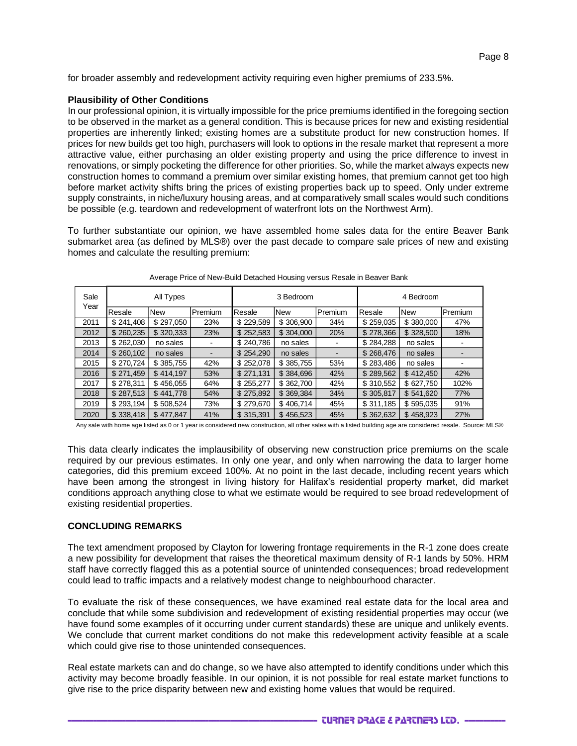for broader assembly and redevelopment activity requiring even higher premiums of 233.5%.

**Plausibility of Other Conditions**

In our professional opinion, it is virtually impossible for the price premiums identified in the foregoing section to be observed in the market as a general condition. This is because prices for new and existing residential properties are inherently linked; existing homes are a substitute product for new construction homes. If prices for new builds get too high, purchasers will look to options in the resale market that represent a more attractive value, either purchasing an older existing property and using the price difference to invest in renovations, or simply pocketing the difference for other priorities. So, while the market always expects new construction homes to command a premium over similar existing homes, that premium cannot get too high before market activity shifts bring the prices of existing properties back up to speed. Only under extreme supply constraints, in niche/luxury housing areas, and at comparatively small scales would such conditions be possible (e.g. teardown and redevelopment of waterfront lots on the Northwest Arm).

To further substantiate our opinion, we have assembled home sales data for the entire Beaver Bank submarket area (as defined by MLS®) over the past decade to compare sale prices of new and existing homes and calculate the resulting premium:

Average Price of New-Build Detached Housing versus Resale in Beaver Bank

| Sale Year | All Types | | | 3 Bedroom | | | 4 Bedroom | | |
|---|---|---|---|---|---|---|---|---|---|
| | Resale | New | Premium | Resale | New | Premium | Resale | New | Premium |
| 2011 | $ 241,408 | $ 297,050 | 23% | $ 229,589 | $ 306,900 | 34% | $ 259,035 | $ 380,000 | 47% |
| 2012 | $ 260,235 | $ 320,333 | 23% | $ 252,583 | $ 304,000 | 20% | $ 278,366 | $ 328,500 | 18% |
| 2013 | $ 262,030 | no sales | - | $ 240,786 | no sales | - | $ 284,288 | no sales | - |
| 2014 | $ 260,102 | no sales | - | $ 254,290 | no sales | - | $ 268,476 | no sales | - |
| 2015 | $ 270,724 | $ 385,755 | 42% | $ 252,078 | $ 385,755 | 53% | $ 283,486 | no sales | - |
| 2016 | $ 271,459 | $ 414,197 | 53% | $ 271,131 | $ 384,696 | 42% | $ 289,562 | $ 412,450 | 42% |
| 2017 | $ 278,311 | $ 456,055 | 64% | $ 255,277 | $ 362,700 | 42% | $ 310,552 | $ 627,750 | 102% |
| 2018 | $ 287,513 | $ 441,778 | 54% | $ 275,892 | $ 369,384 | 34% | $ 305,817 | $ 541,620 | 77% |
| 2019 | $ 293,194 | $ 508,524 | 73% | $ 279,670 | $ 406,714 | 45% | $ 311,185 | $ 595,035 | 91% |
| 2020 | $ 338,418 | $ 477,847 | 41% | $ 315,391 | $ 456,523 | 45% | $ 362,632 | $ 458,923 | 27% |

Any sale with home age listed as 0 or 1 year is considered new construction, all other sales with a listed building age are considered resale. Source: MLS®

This data clearly indicates the implausibility of observing new construction price premiums on the scale required by our previous estimates. In only one year, and only when narrowing the data to larger home categories, did this premium exceed 100%. At no point in the last decade, including recent years which have been among the strongest in living history for Halifax's residential property market, did market conditions approach anything close to what we estimate would be required to see broad redevelopment of existing residential properties.

## CONCLUDING REMARKS

The text amendment proposed by Clayton for lowering frontage requirements in the R-1 zone does create a new possibility for development that raises the theoretical maximum density of R-1 lands by 50%. HRM staff have correctly flagged this as a potential source of unintended consequences; broad redevelopment could lead to traffic impacts and a relatively modest change to neighbourhood character.

To evaluate the risk of these consequences, we have examined real estate data for the local area and conclude that while some subdivision and redevelopment of existing residential properties may occur (we have found some examples of it occurring under current standards) these are unique and unlikely events. We conclude that current market conditions do not make this redevelopment activity feasible at a scale which could give rise to those unintended consequences.

Real estate markets can and do change, so we have also attempted to identify conditions under which this activity may become broadly feasible. In our opinion, it is not possible for real estate market functions to give rise to the price disparity between new and existing home values that would be required.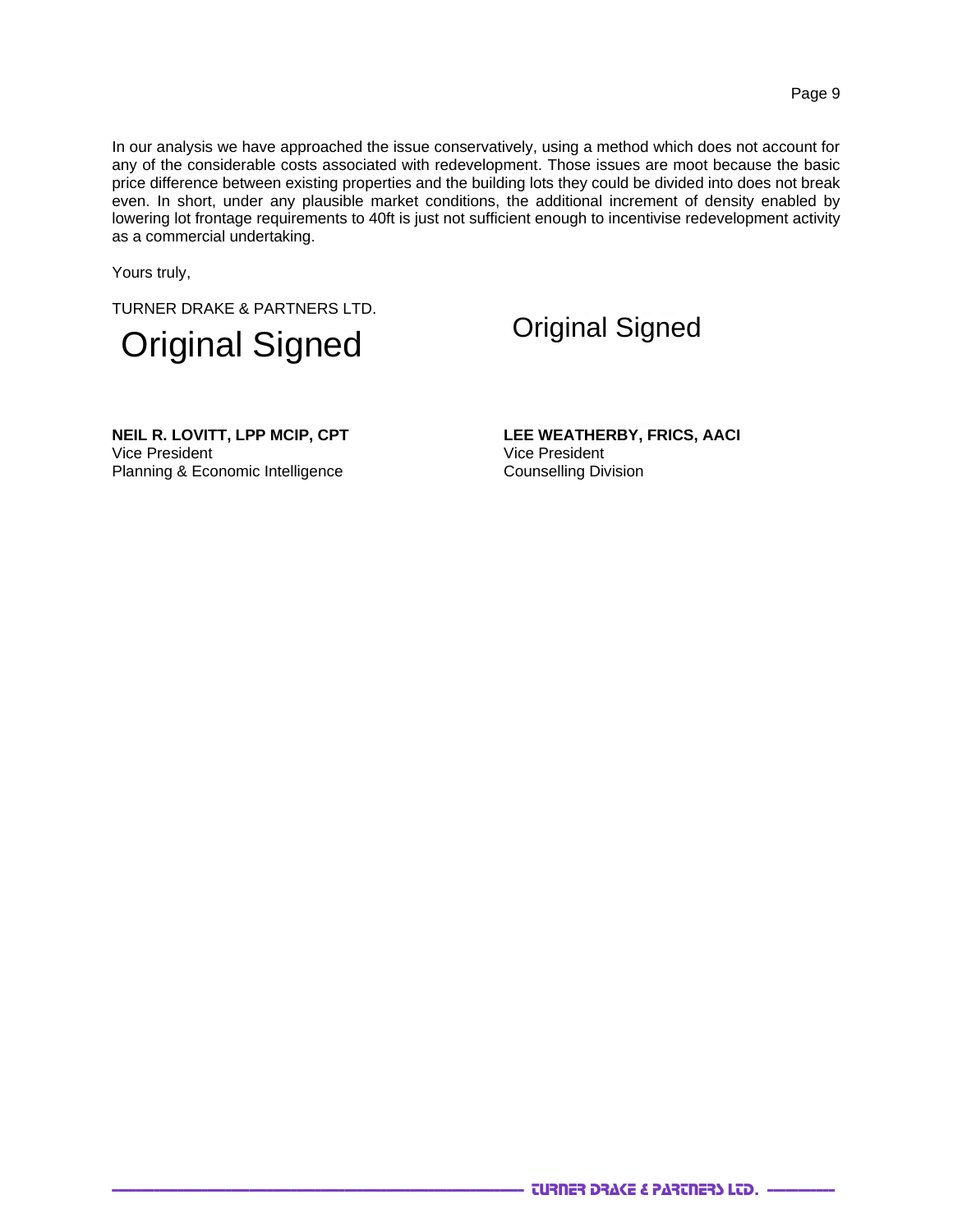In our analysis we have approached the issue conservatively, using a method which does not account for any of the considerable costs associated with redevelopment. Those issues are moot because the basic price difference between existing properties and the building lots they could be divided into does not break even. In short, under any plausible market conditions, the additional increment of density enabled by lowering lot frontage requirements to 40ft is just not sufficient enough to incentivise redevelopment activity as a commercial undertaking.

Yours truly,

TURNER DRAKE & PARTNERS LTD.

Original Signed

Original Signed

**NEIL R. LOVITT, LPP MCIP, CPT**
Vice President
Planning & Economic Intelligence

**LEE WEATHERBY, FRICS, AACI**
Vice President
Counselling Division